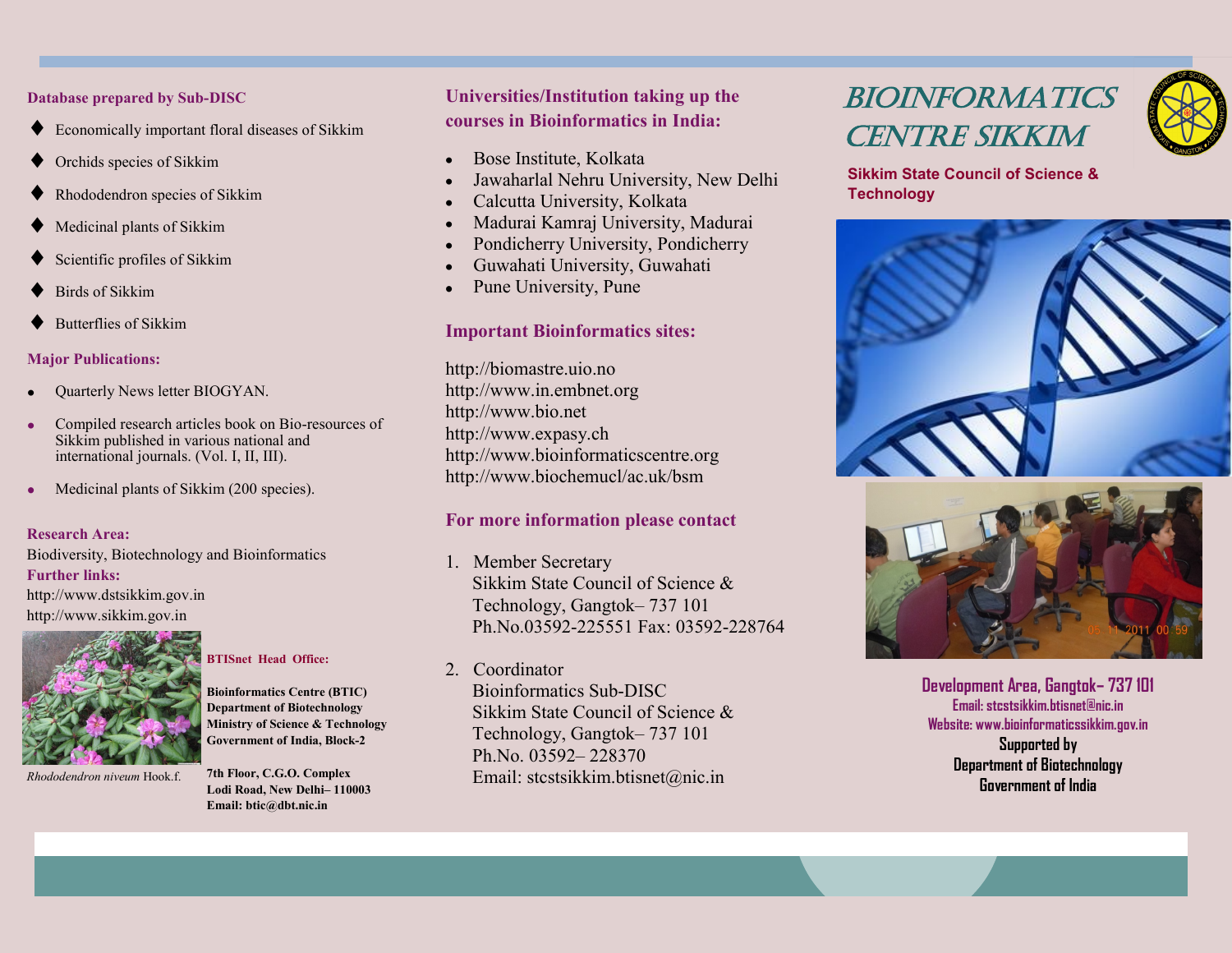# BIOINFORMATICS CENTRE SIKKIM

**Sikkim State Council of Science & Technology**

Development Area, Gangtok– 737 101
Email: stcstsikkim.btisnet@nic.in
Website: www.bioinformaticssikkim.gov.in
Supported by
Department of Biotechnology
Government of India

## Database prepared by Sub-DISC

- Economically important floral diseases of Sikkim
- Orchids species of Sikkim
- Rhododendron species of Sikkim
- Medicinal plants of Sikkim
- Scientific profiles of Sikkim
- Birds of Sikkim
- Butterflies of Sikkim

## Major Publications:

- Quarterly News letter BIOGYAN.
- Compiled research articles book on Bio-resources of Sikkim published in various national and international journals. (Vol. I, II, III).
- Medicinal plants of Sikkim (200 species).

## Research Area:

Biodiversity, Biotechnology and Bioinformatics

## Further links:

http://www.dstsikkim.gov.in
http://www.sikkim.gov.in

*Rhododendron niveum* Hook.f.

**BTISnet Head Office:**

**Bioinformatics Centre (BTIC)**
**Department of Biotechnology**
**Ministry of Science & Technology**
**Government of India, Block-2**

**7th Floor, C.G.O. Complex**
**Lodi Road, New Delhi– 110003**
**Email: btic@dbt.nic.in**

## Universities/Institution taking up the courses in Bioinformatics in India:

- Bose Institute, Kolkata
- Jawaharlal Nehru University, New Delhi
- Calcutta University, Kolkata
- Madurai Kamraj University, Madurai
- Pondicherry University, Pondicherry
- Guwahati University, Guwahati
- Pune University, Pune

## Important Bioinformatics sites:

http://biomastre.uio.no
http://www.in.embnet.org
http://www.bio.net
http://www.expasy.ch
http://www.bioinformaticscentre.org
http://www.biochemucl/ac.uk/bsm

## For more information please contact

1. Member Secretary
   Sikkim State Council of Science & Technology, Gangtok– 737 101
   Ph.No.03592-225551 Fax: 03592-228764

2. Coordinator
   Bioinformatics Sub-DISC
   Sikkim State Council of Science & Technology, Gangtok– 737 101
   Ph.No. 03592– 228370
   Email: stcstsikkim.btisnet@nic.in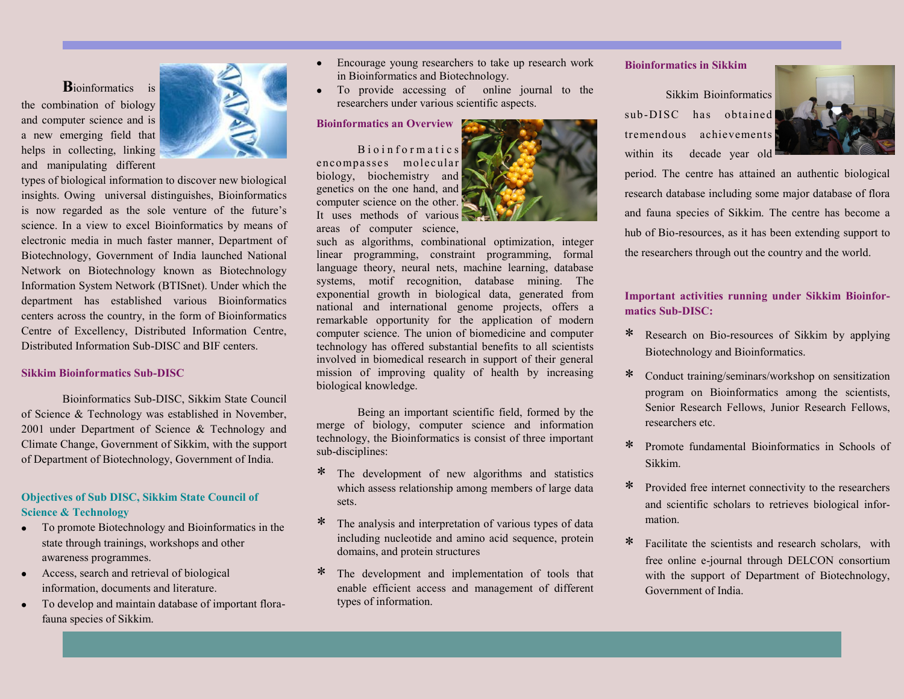**B**ioinformatics is the combination of biology and computer science and is a new emerging field that helps in collecting, linking and manipulating different types of biological information to discover new biological insights. Owing universal distinguishes, Bioinformatics is now regarded as the sole venture of the future's science. In a view to excel Bioinformatics by means of electronic media in much faster manner, Department of Biotechnology, Government of India launched National Network on Biotechnology known as Biotechnology Information System Network (BTISnet). Under which the department has established various Bioinformatics centers across the country, in the form of Bioinformatics Centre of Excellency, Distributed Information Centre, Distributed Information Sub-DISC and BIF centers.

### Sikkim Bioinformatics Sub-DISC

Bioinformatics Sub-DISC, Sikkim State Council of Science & Technology was established in November, 2001 under Department of Science & Technology and Climate Change, Government of Sikkim, with the support of Department of Biotechnology, Government of India.

### Objectives of Sub DISC, Sikkim State Council of Science & Technology

- To promote Biotechnology and Bioinformatics in the state through trainings, workshops and other awareness programmes.
- Access, search and retrieval of biological information, documents and literature.
- To develop and maintain database of important flora-fauna species of Sikkim.
- Encourage young researchers to take up research work in Bioinformatics and Biotechnology.
- To provide accessing of online journal to the researchers under various scientific aspects.

### Bioinformatics an Overview

Bioinformatics encompasses molecular biology, biochemistry and genetics on the one hand, and computer science on the other. It uses methods of various areas of computer science, such as algorithms, combinational optimization, integer linear programming, constraint programming, formal language theory, neural nets, machine learning, database systems, motif recognition, database mining. The exponential growth in biological data, generated from national and international genome projects, offers a remarkable opportunity for the application of modern computer science. The union of biomedicine and computer technology has offered substantial benefits to all scientists involved in biomedical research in support of their general mission of improving quality of health by increasing biological knowledge.

Being an important scientific field, formed by the merge of biology, computer science and information technology, the Bioinformatics is consist of three important sub-disciplines:

- The development of new algorithms and statistics which assess relationship among members of large data sets.
- The analysis and interpretation of various types of data including nucleotide and amino acid sequence, protein domains, and protein structures
- The development and implementation of tools that enable efficient access and management of different types of information.

### Bioinformatics in Sikkim

Sikkim Bioinformatics sub-DISC has obtained tremendous achievements within its decade year old period. The centre has attained an authentic biological research database including some major database of flora and fauna species of Sikkim. The centre has become a hub of Bio-resources, as it has been extending support to the researchers through out the country and the world.

### Important activities running under Sikkim Bioinformatics Sub-DISC:

- Research on Bio-resources of Sikkim by applying Biotechnology and Bioinformatics.
- Conduct training/seminars/workshop on sensitization program on Bioinformatics among the scientists, Senior Research Fellows, Junior Research Fellows, researchers etc.
- Promote fundamental Bioinformatics in Schools of Sikkim.
- Provided free internet connectivity to the researchers and scientific scholars to retrieves biological information.
- Facilitate the scientists and research scholars, with free online e-journal through DELCON consortium with the support of Department of Biotechnology, Government of India.